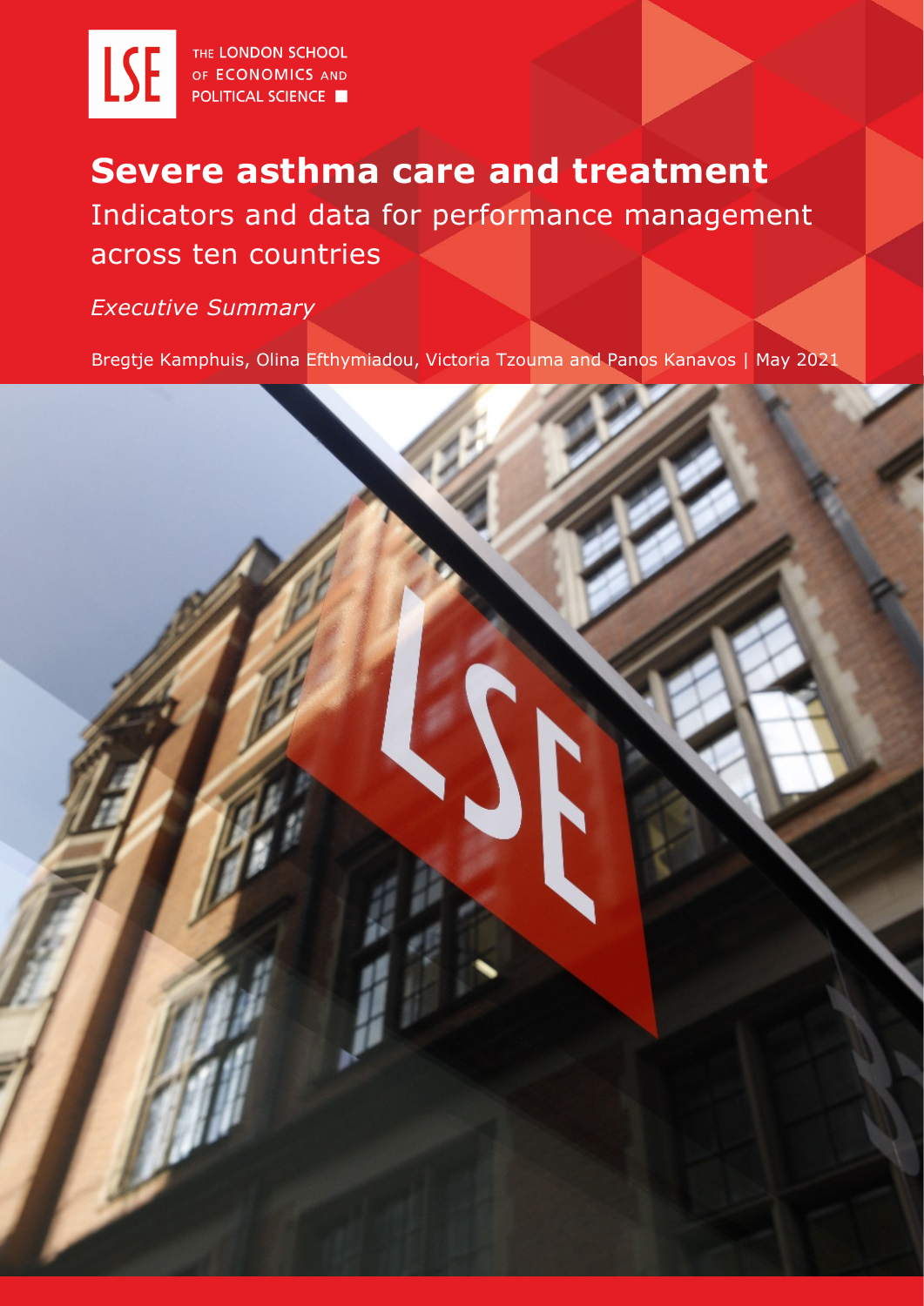THE LONDON SCHOOL OF ECONOMICS AND POLITICAL SCIENCE

# Severe asthma care and treatment

## Indicators and data for performance management across ten countries

*Executive Summary*

Bregtje Kamphuis, Olina Efthymiadou, Victoria Tzouma and Panos Kanavos | May 2021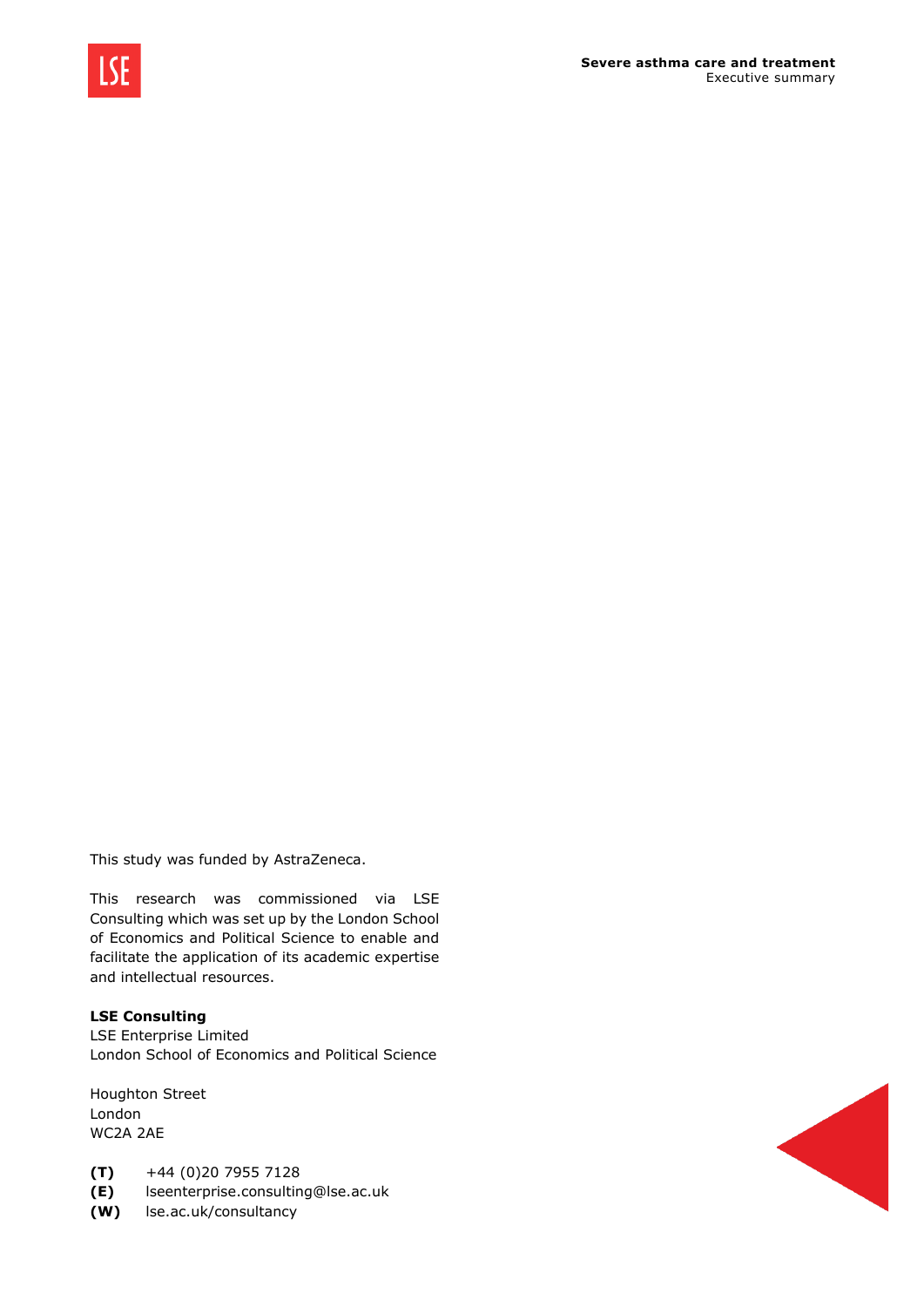This study was funded by AstraZeneca.

This research was commissioned via LSE Consulting which was set up by the London School of Economics and Political Science to enable and facilitate the application of its academic expertise and intellectual resources.

**LSE Consulting**
LSE Enterprise Limited
London School of Economics and Political Science

Houghton Street
London
WC2A 2AE

**(T)** +44 (0)20 7955 7128
**(E)** lseenterprise.consulting@lse.ac.uk
**(W)** lse.ac.uk/consultancy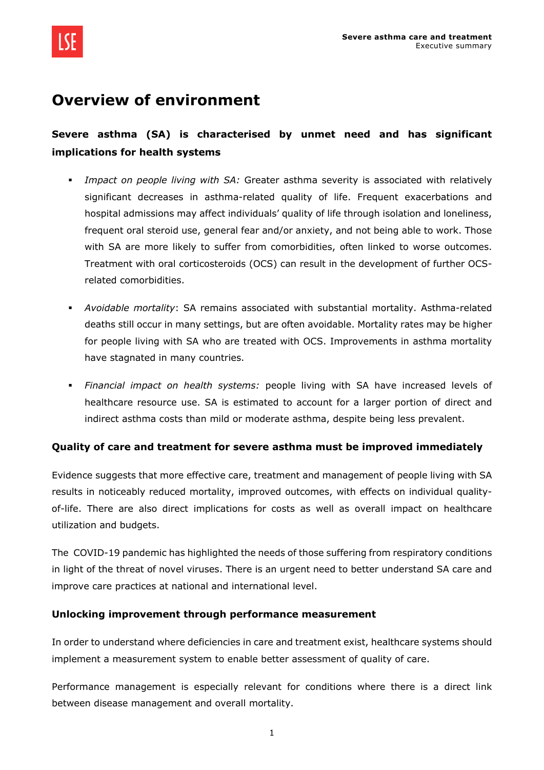# Overview of environment

**Severe asthma (SA) is characterised by unmet need and has significant implications for health systems**

- *Impact on people living with SA:* Greater asthma severity is associated with relatively significant decreases in asthma-related quality of life. Frequent exacerbations and hospital admissions may affect individuals' quality of life through isolation and loneliness, frequent oral steroid use, general fear and/or anxiety, and not being able to work. Those with SA are more likely to suffer from comorbidities, often linked to worse outcomes. Treatment with oral corticosteroids (OCS) can result in the development of further OCS-related comorbidities.

- *Avoidable mortality*: SA remains associated with substantial mortality. Asthma-related deaths still occur in many settings, but are often avoidable. Mortality rates may be higher for people living with SA who are treated with OCS. Improvements in asthma mortality have stagnated in many countries.

- *Financial impact on health systems:* people living with SA have increased levels of healthcare resource use. SA is estimated to account for a larger portion of direct and indirect asthma costs than mild or moderate asthma, despite being less prevalent.

**Quality of care and treatment for severe asthma must be improved immediately**

Evidence suggests that more effective care, treatment and management of people living with SA results in noticeably reduced mortality, improved outcomes, with effects on individual quality-of-life. There are also direct implications for costs as well as overall impact on healthcare utilization and budgets.

The COVID-19 pandemic has highlighted the needs of those suffering from respiratory conditions in light of the threat of novel viruses. There is an urgent need to better understand SA care and improve care practices at national and international level.

**Unlocking improvement through performance measurement**

In order to understand where deficiencies in care and treatment exist, healthcare systems should implement a measurement system to enable better assessment of quality of care.

Performance management is especially relevant for conditions where there is a direct link between disease management and overall mortality.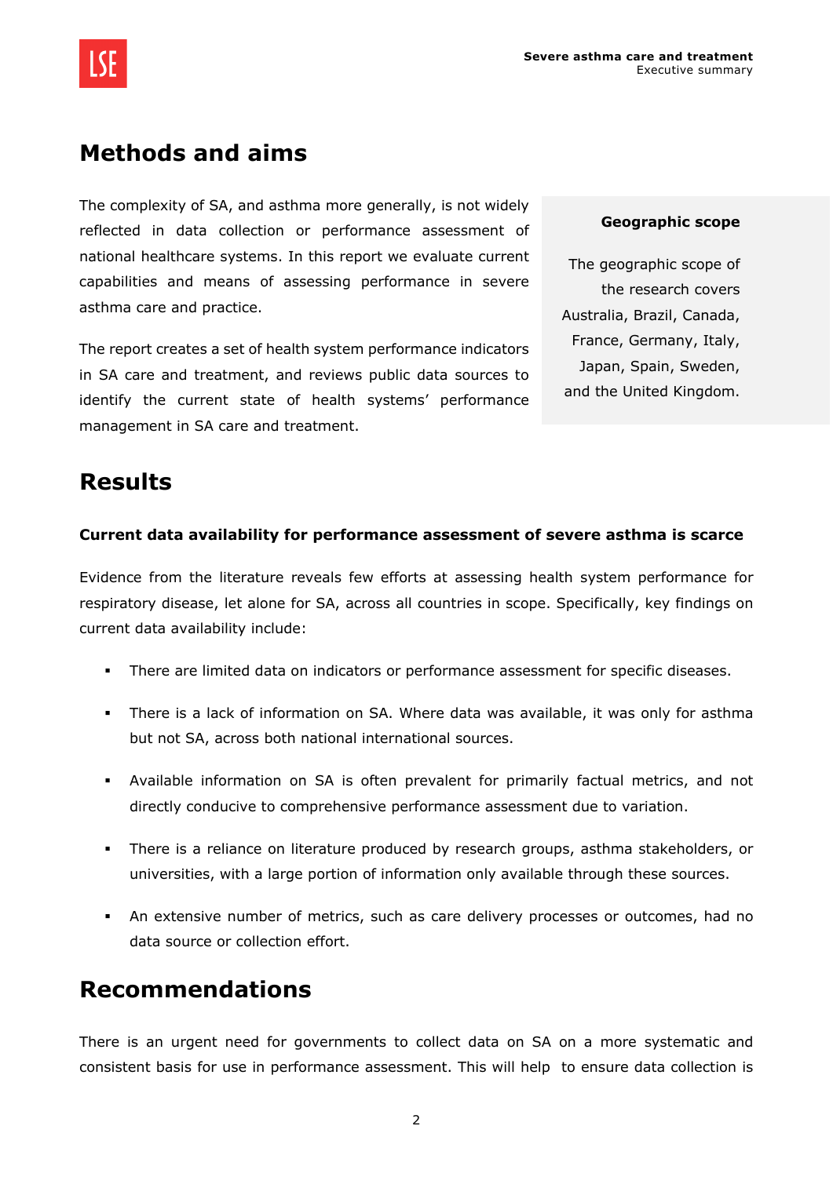# Methods and aims

The complexity of SA, and asthma more generally, is not widely reflected in data collection or performance assessment of national healthcare systems. In this report we evaluate current capabilities and means of assessing performance in severe asthma care and practice.

The report creates a set of health system performance indicators in SA care and treatment, and reviews public data sources to identify the current state of health systems' performance management in SA care and treatment.

**Geographic scope**

The geographic scope of the research covers Australia, Brazil, Canada, France, Germany, Italy, Japan, Spain, Sweden, and the United Kingdom.

# Results

**Current data availability for performance assessment of severe asthma is scarce**

Evidence from the literature reveals few efforts at assessing health system performance for respiratory disease, let alone for SA, across all countries in scope. Specifically, key findings on current data availability include:

- There are limited data on indicators or performance assessment for specific diseases.
- There is a lack of information on SA. Where data was available, it was only for asthma but not SA, across both national international sources.
- Available information on SA is often prevalent for primarily factual metrics, and not directly conducive to comprehensive performance assessment due to variation.
- There is a reliance on literature produced by research groups, asthma stakeholders, or universities, with a large portion of information only available through these sources.
- An extensive number of metrics, such as care delivery processes or outcomes, had no data source or collection effort.

# Recommendations

There is an urgent need for governments to collect data on SA on a more systematic and consistent basis for use in performance assessment. This will help to ensure data collection is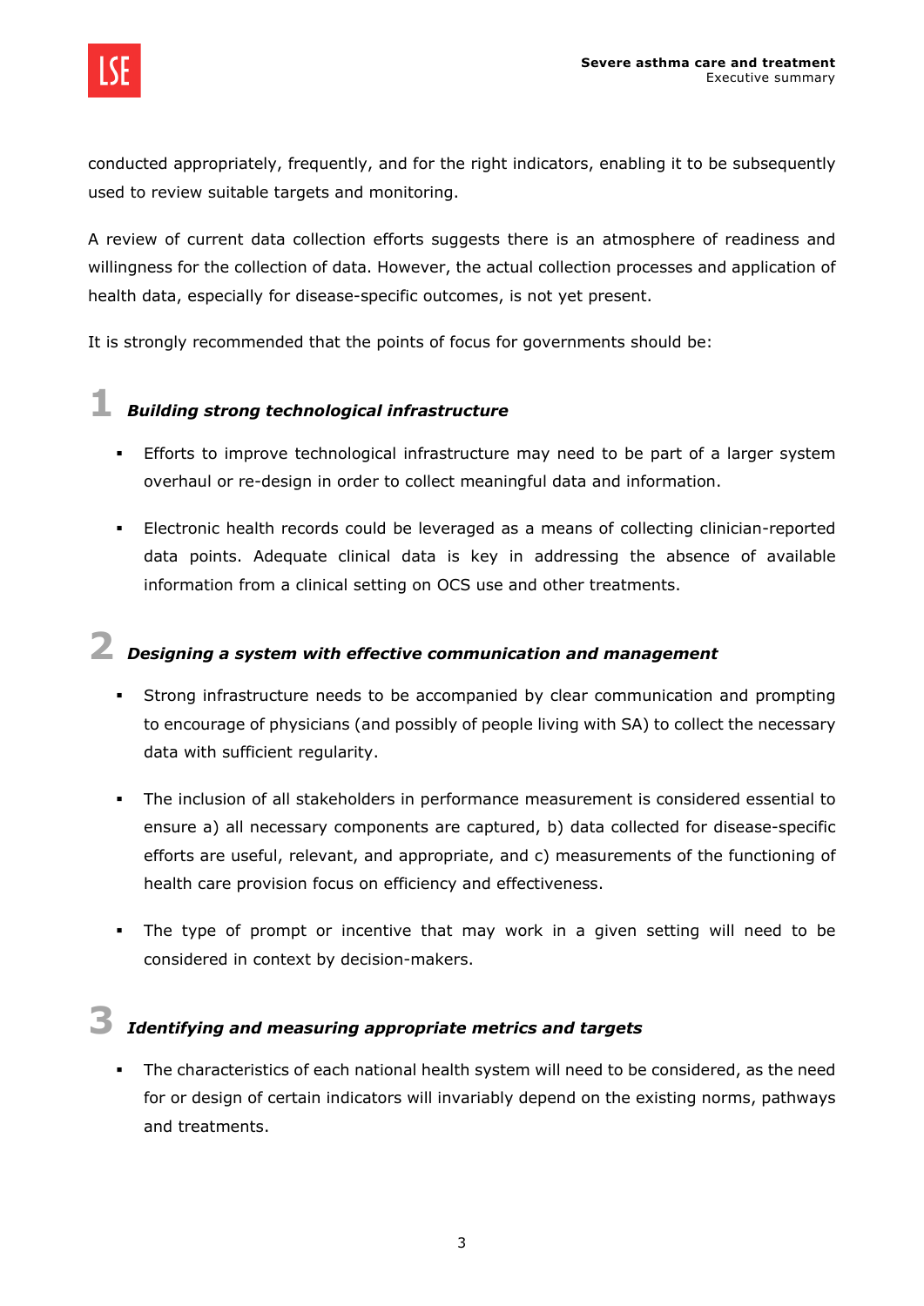conducted appropriately, frequently, and for the right indicators, enabling it to be subsequently used to review suitable targets and monitoring.

A review of current data collection efforts suggests there is an atmosphere of readiness and willingness for the collection of data. However, the actual collection processes and application of health data, especially for disease-specific outcomes, is not yet present.

It is strongly recommended that the points of focus for governments should be:

### 1 *Building strong technological infrastructure*

- Efforts to improve technological infrastructure may need to be part of a larger system overhaul or re-design in order to collect meaningful data and information.
- Electronic health records could be leveraged as a means of collecting clinician-reported data points. Adequate clinical data is key in addressing the absence of available information from a clinical setting on OCS use and other treatments.

### 2 *Designing a system with effective communication and management*

- Strong infrastructure needs to be accompanied by clear communication and prompting to encourage of physicians (and possibly of people living with SA) to collect the necessary data with sufficient regularity.
- The inclusion of all stakeholders in performance measurement is considered essential to ensure a) all necessary components are captured, b) data collected for disease-specific efforts are useful, relevant, and appropriate, and c) measurements of the functioning of health care provision focus on efficiency and effectiveness.
- The type of prompt or incentive that may work in a given setting will need to be considered in context by decision-makers.

### 3 *Identifying and measuring appropriate metrics and targets*

- The characteristics of each national health system will need to be considered, as the need for or design of certain indicators will invariably depend on the existing norms, pathways and treatments.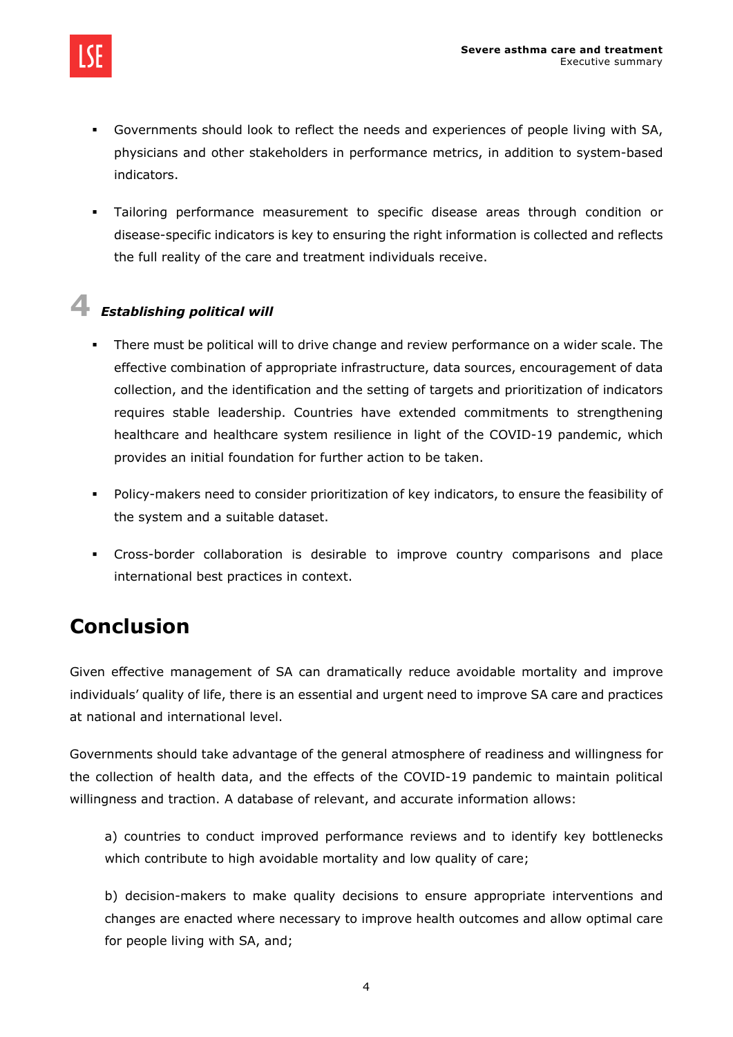- Governments should look to reflect the needs and experiences of people living with SA, physicians and other stakeholders in performance metrics, in addition to system-based indicators.

- Tailoring performance measurement to specific disease areas through condition or disease-specific indicators is key to ensuring the right information is collected and reflects the full reality of the care and treatment individuals receive.

### 4 *Establishing political will*

- There must be political will to drive change and review performance on a wider scale. The effective combination of appropriate infrastructure, data sources, encouragement of data collection, and the identification and the setting of targets and prioritization of indicators requires stable leadership. Countries have extended commitments to strengthening healthcare and healthcare system resilience in light of the COVID-19 pandemic, which provides an initial foundation for further action to be taken.

- Policy-makers need to consider prioritization of key indicators, to ensure the feasibility of the system and a suitable dataset.

- Cross-border collaboration is desirable to improve country comparisons and place international best practices in context.

## Conclusion

Given effective management of SA can dramatically reduce avoidable mortality and improve individuals' quality of life, there is an essential and urgent need to improve SA care and practices at national and international level.

Governments should take advantage of the general atmosphere of readiness and willingness for the collection of health data, and the effects of the COVID-19 pandemic to maintain political willingness and traction. A database of relevant, and accurate information allows:

a) countries to conduct improved performance reviews and to identify key bottlenecks which contribute to high avoidable mortality and low quality of care;

b) decision-makers to make quality decisions to ensure appropriate interventions and changes are enacted where necessary to improve health outcomes and allow optimal care for people living with SA, and;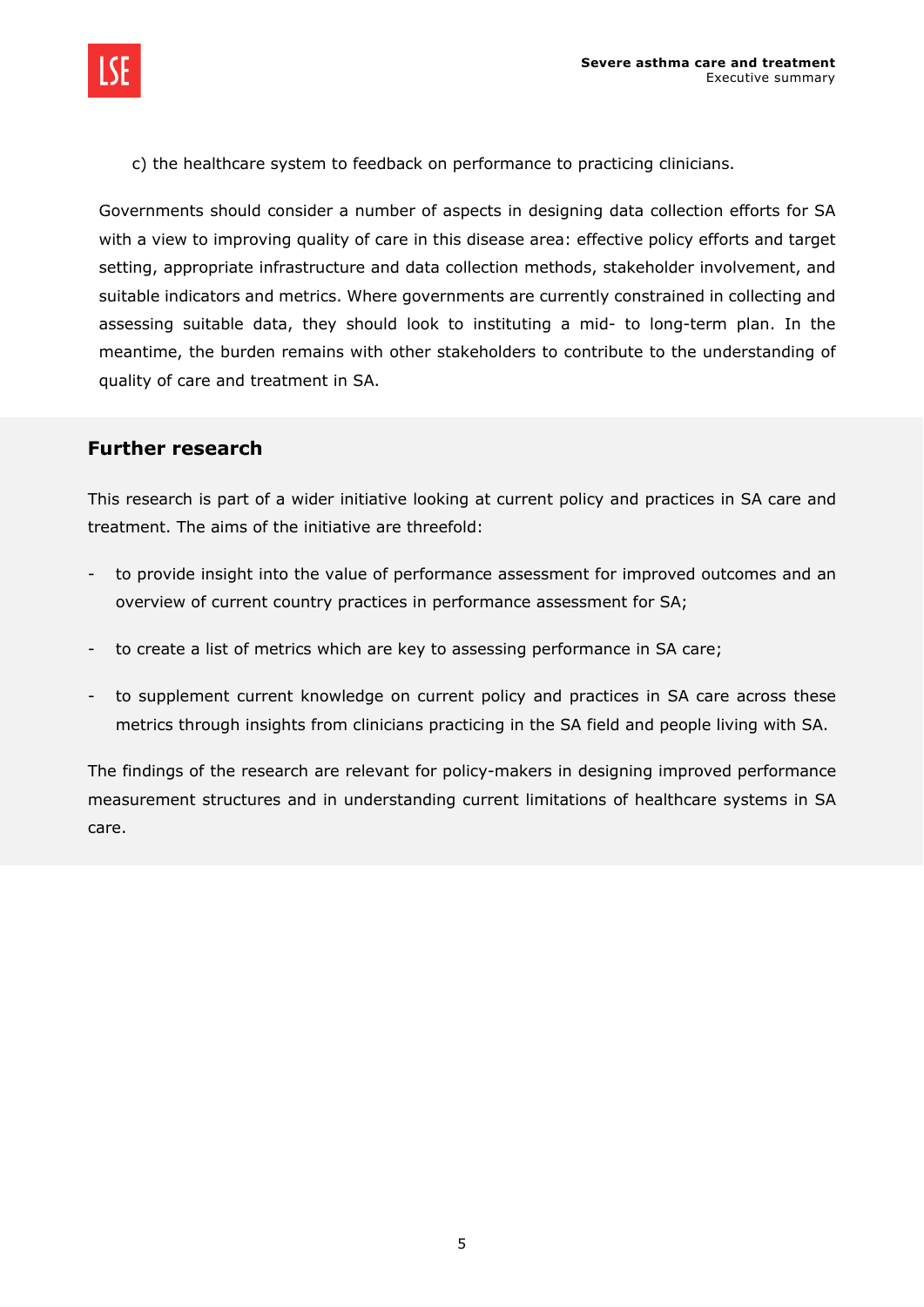c) the healthcare system to feedback on performance to practicing clinicians.

Governments should consider a number of aspects in designing data collection efforts for SA with a view to improving quality of care in this disease area: effective policy efforts and target setting, appropriate infrastructure and data collection methods, stakeholder involvement, and suitable indicators and metrics. Where governments are currently constrained in collecting and assessing suitable data, they should look to instituting a mid- to long-term plan. In the meantime, the burden remains with other stakeholders to contribute to the understanding of quality of care and treatment in SA.

## Further research

This research is part of a wider initiative looking at current policy and practices in SA care and treatment. The aims of the initiative are threefold:

- to provide insight into the value of performance assessment for improved outcomes and an overview of current country practices in performance assessment for SA;
- to create a list of metrics which are key to assessing performance in SA care;
- to supplement current knowledge on current policy and practices in SA care across these metrics through insights from clinicians practicing in the SA field and people living with SA.

The findings of the research are relevant for policy-makers in designing improved performance measurement structures and in understanding current limitations of healthcare systems in SA care.